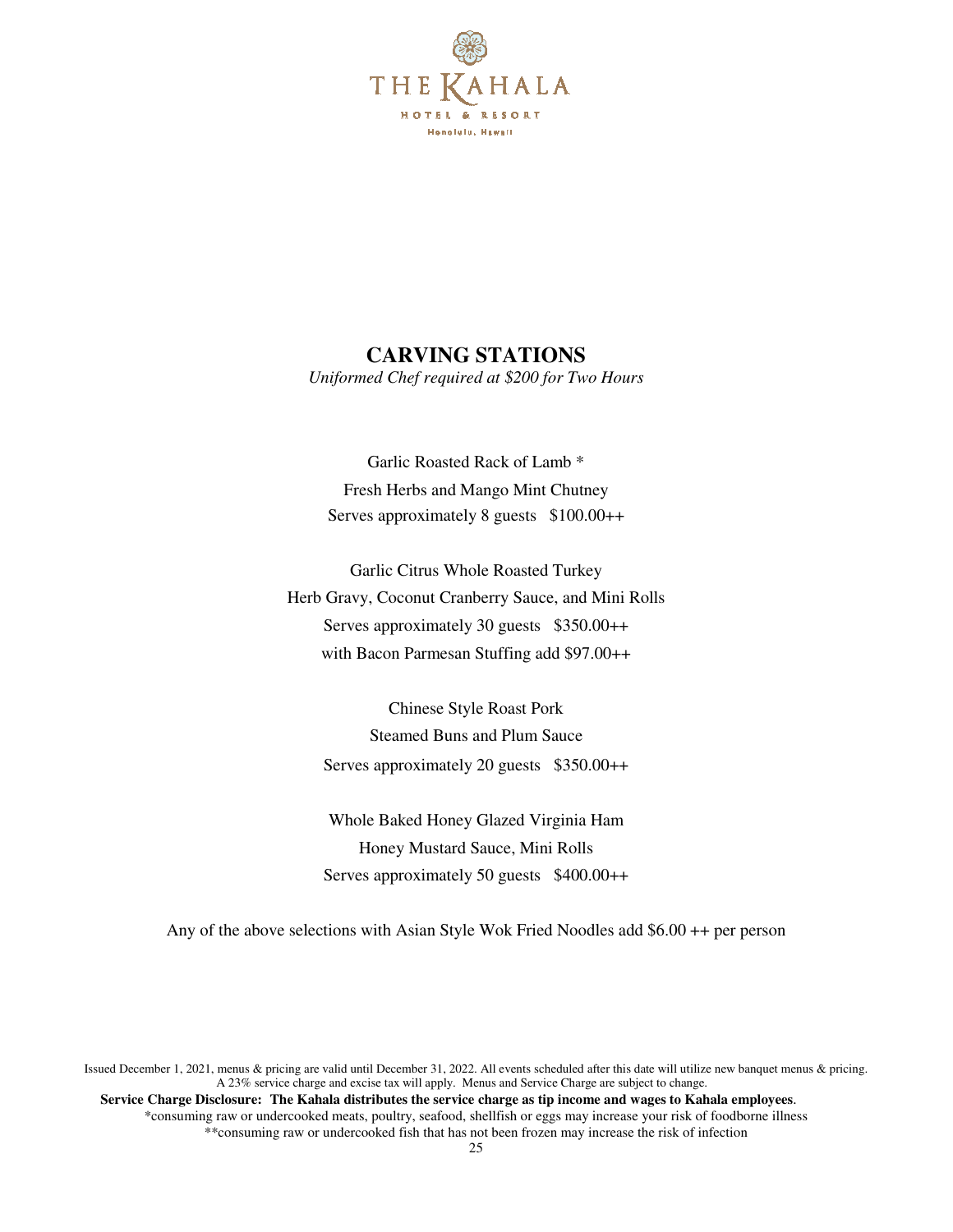THE KAHALA

HOTEL & RESORT

Honolulu, Hawaii

## CARVING STATIONS

*Uniformed Chef required at $200 for Two Hours*

Garlic Roasted Rack of Lamb *
Fresh Herbs and Mango Mint Chutney
Serves approximately 8 guests   $100.00++

Garlic Citrus Whole Roasted Turkey
Herb Gravy, Coconut Cranberry Sauce, and Mini Rolls
Serves approximately 30 guests   $350.00++
with Bacon Parmesan Stuffing add $97.00++

Chinese Style Roast Pork
Steamed Buns and Plum Sauce
Serves approximately 20 guests   $350.00++

Whole Baked Honey Glazed Virginia Ham
Honey Mustard Sauce, Mini Rolls
Serves approximately 50 guests   $400.00++

Any of the above selections with Asian Style Wok Fried Noodles add $6.00 ++ per person

Issued December 1, 2021, menus & pricing are valid until December 31, 2022. All events scheduled after this date will utilize new banquet menus & pricing. A 23% service charge and excise tax will apply. Menus and Service Charge are subject to change.

**Service Charge Disclosure: The Kahala distributes the service charge as tip income and wages to Kahala employees**.

*consuming raw or undercooked meats, poultry, seafood, shellfish or eggs may increase your risk of foodborne illness

**consuming raw or undercooked fish that has not been frozen may increase the risk of infection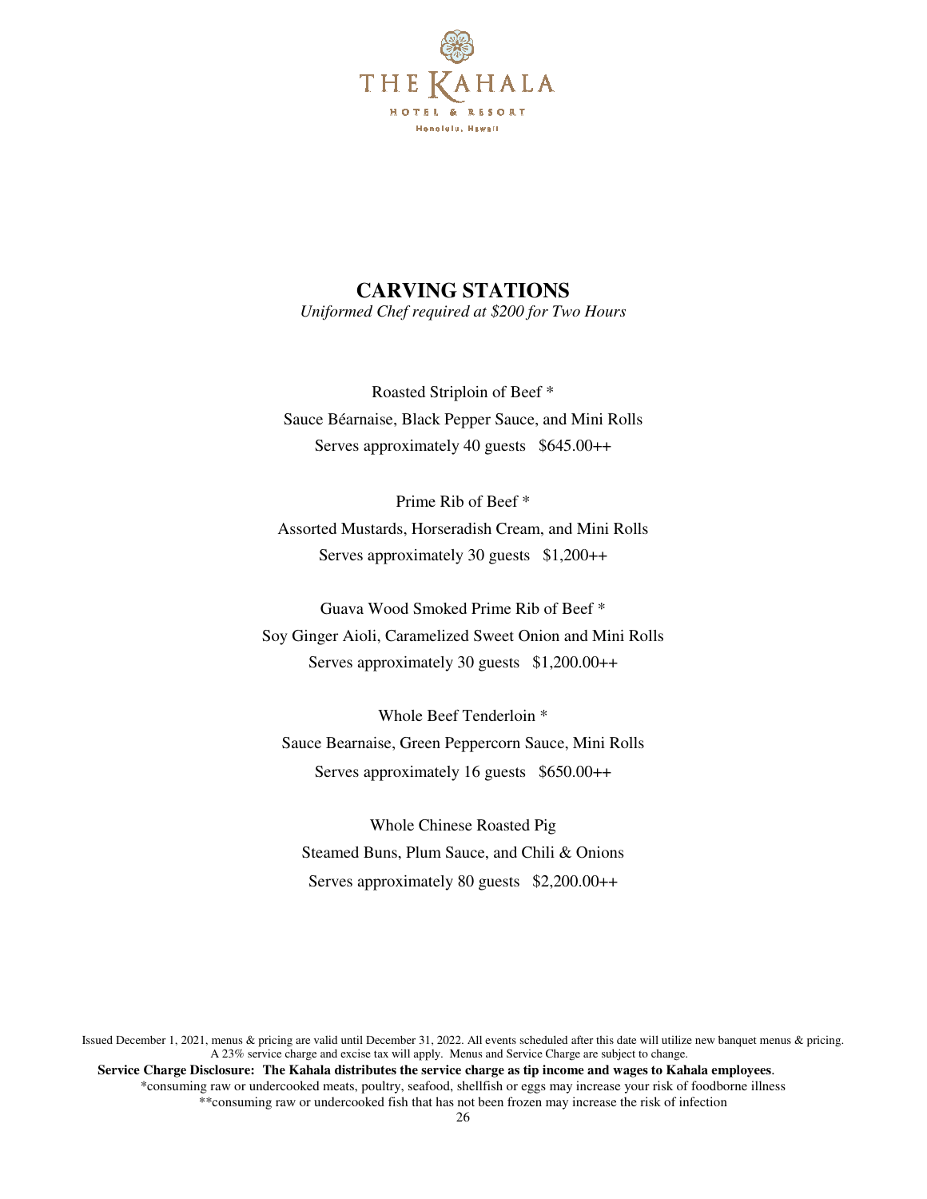# CARVING STATIONS

*Uniformed Chef required at $200 for Two Hours*

Roasted Striploin of Beef *
Sauce Béarnaise, Black Pepper Sauce, and Mini Rolls
Serves approximately 40 guests   $645.00++

Prime Rib of Beef *
Assorted Mustards, Horseradish Cream, and Mini Rolls
Serves approximately 30 guests   $1,200++

Guava Wood Smoked Prime Rib of Beef *
Soy Ginger Aioli, Caramelized Sweet Onion and Mini Rolls
Serves approximately 30 guests   $1,200.00++

Whole Beef Tenderloin *
Sauce Bearnaise, Green Peppercorn Sauce, Mini Rolls
Serves approximately 16 guests   $650.00++

Whole Chinese Roasted Pig
Steamed Buns, Plum Sauce, and Chili & Onions
Serves approximately 80 guests   $2,200.00++

Issued December 1, 2021, menus & pricing are valid until December 31, 2022. All events scheduled after this date will utilize new banquet menus & pricing. A 23% service charge and excise tax will apply. Menus and Service Charge are subject to change.

**Service Charge Disclosure: The Kahala distributes the service charge as tip income and wages to Kahala employees**.

*consuming raw or undercooked meats, poultry, seafood, shellfish or eggs may increase your risk of foodborne illness

**consuming raw or undercooked fish that has not been frozen may increase the risk of infection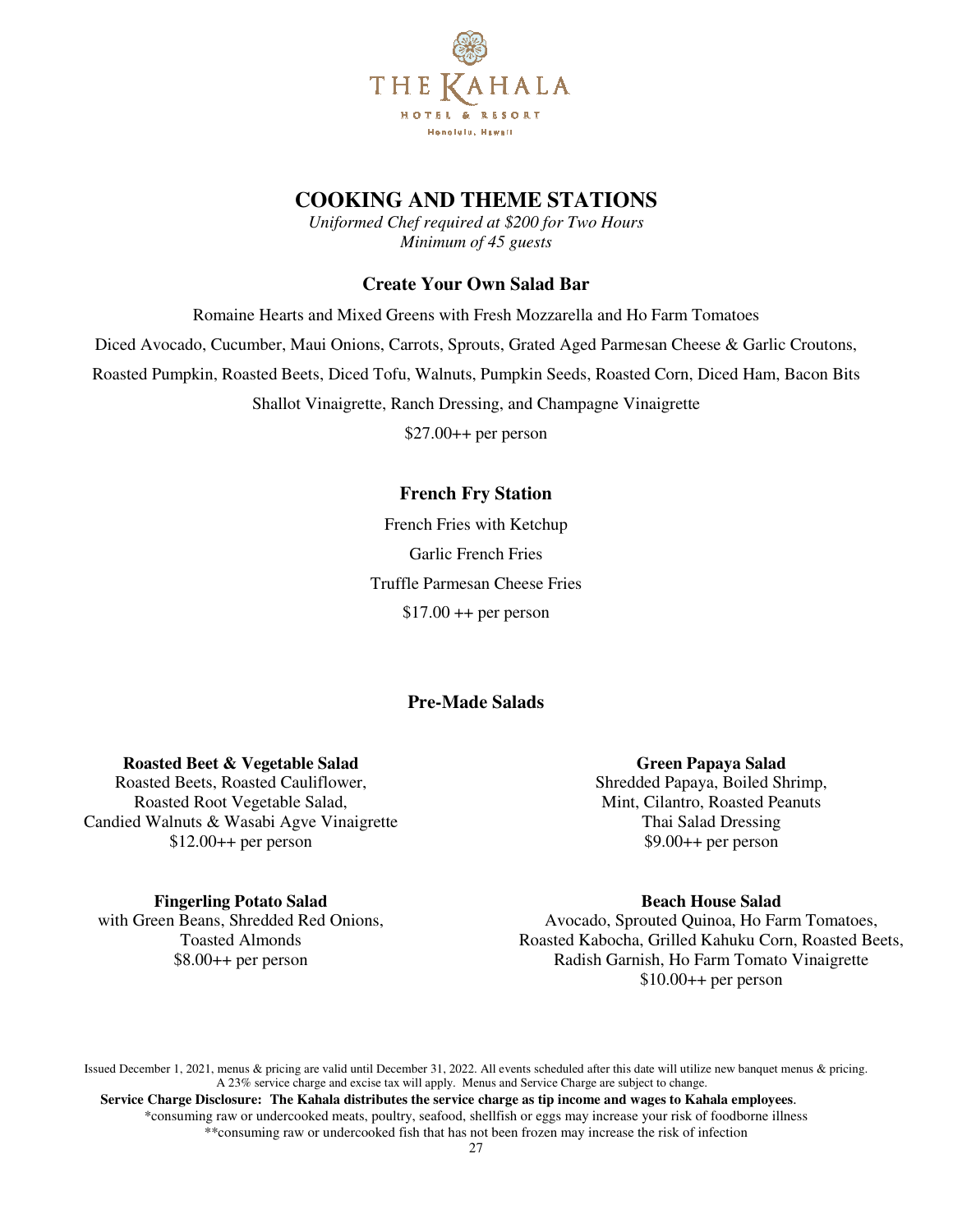THE KAHALA
HOTEL & RESORT
Honolulu, Hawaii

# COOKING AND THEME STATIONS

*Uniformed Chef required at $200 for Two Hours*
*Minimum of 45 guests*

## Create Your Own Salad Bar

Romaine Hearts and Mixed Greens with Fresh Mozzarella and Ho Farm Tomatoes

Diced Avocado, Cucumber, Maui Onions, Carrots, Sprouts, Grated Aged Parmesan Cheese & Garlic Croutons,

Roasted Pumpkin, Roasted Beets, Diced Tofu, Walnuts, Pumpkin Seeds, Roasted Corn, Diced Ham, Bacon Bits

Shallot Vinaigrette, Ranch Dressing, and Champagne Vinaigrette

$27.00++ per person

## French Fry Station

French Fries with Ketchup

Garlic French Fries

Truffle Parmesan Cheese Fries

$17.00 ++ per person

## Pre-Made Salads

**Roasted Beet & Vegetable Salad**
Roasted Beets, Roasted Cauliflower,
Roasted Root Vegetable Salad,
Candied Walnuts & Wasabi Agve Vinaigrette
$12.00++ per person

**Fingerling Potato Salad**
with Green Beans, Shredded Red Onions,
Toasted Almonds
$8.00++ per person

**Green Papaya Salad**
Shredded Papaya, Boiled Shrimp,
Mint, Cilantro, Roasted Peanuts
Thai Salad Dressing
$9.00++ per person

**Beach House Salad**
Avocado, Sprouted Quinoa, Ho Farm Tomatoes,
Roasted Kabocha, Grilled Kahuku Corn, Roasted Beets,
Radish Garnish, Ho Farm Tomato Vinaigrette
$10.00++ per person

Issued December 1, 2021, menus & pricing are valid until December 31, 2022. All events scheduled after this date will utilize new banquet menus & pricing. A 23% service charge and excise tax will apply. Menus and Service Charge are subject to change.

**Service Charge Disclosure: The Kahala distributes the service charge as tip income and wages to Kahala employees**.

*consuming raw or undercooked meats, poultry, seafood, shellfish or eggs may increase your risk of foodborne illness

**consuming raw or undercooked fish that has not been frozen may increase the risk of infection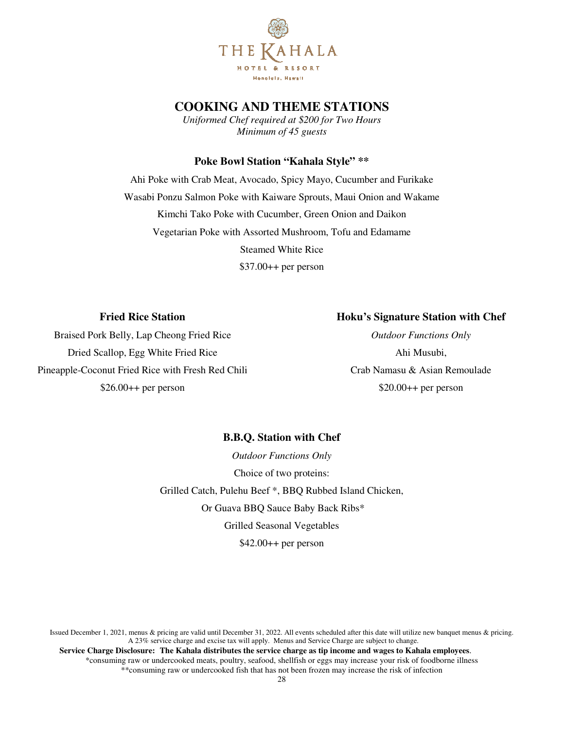THE KAHALA

HOTEL & RESORT

Honolulu, Hawaii

# COOKING AND THEME STATIONS

*Uniformed Chef required at $200 for Two Hours*
*Minimum of 45 guests*

### Poke Bowl Station "Kahala Style" **

Ahi Poke with Crab Meat, Avocado, Spicy Mayo, Cucumber and Furikake

Wasabi Ponzu Salmon Poke with Kaiware Sprouts, Maui Onion and Wakame

Kimchi Tako Poke with Cucumber, Green Onion and Daikon

Vegetarian Poke with Assorted Mushroom, Tofu and Edamame

Steamed White Rice

$37.00++ per person

### Fried Rice Station

Braised Pork Belly, Lap Cheong Fried Rice

Dried Scallop, Egg White Fried Rice

Pineapple-Coconut Fried Rice with Fresh Red Chili

$26.00++ per person

### Hoku's Signature Station with Chef

*Outdoor Functions Only*

Ahi Musubi,

Crab Namasu & Asian Remoulade

$20.00++ per person

### B.B.Q. Station with Chef

*Outdoor Functions Only*

Choice of two proteins:

Grilled Catch, Pulehu Beef *, BBQ Rubbed Island Chicken,

Or Guava BBQ Sauce Baby Back Ribs*

Grilled Seasonal Vegetables

$42.00++ per person

Issued December 1, 2021, menus & pricing are valid until December 31, 2022. All events scheduled after this date will utilize new banquet menus & pricing. A 23% service charge and excise tax will apply. Menus and Service Charge are subject to change.

**Service Charge Disclosure: The Kahala distributes the service charge as tip income and wages to Kahala employees**.

*consuming raw or undercooked meats, poultry, seafood, shellfish or eggs may increase your risk of foodborne illness

**consuming raw or undercooked fish that has not been frozen may increase the risk of infection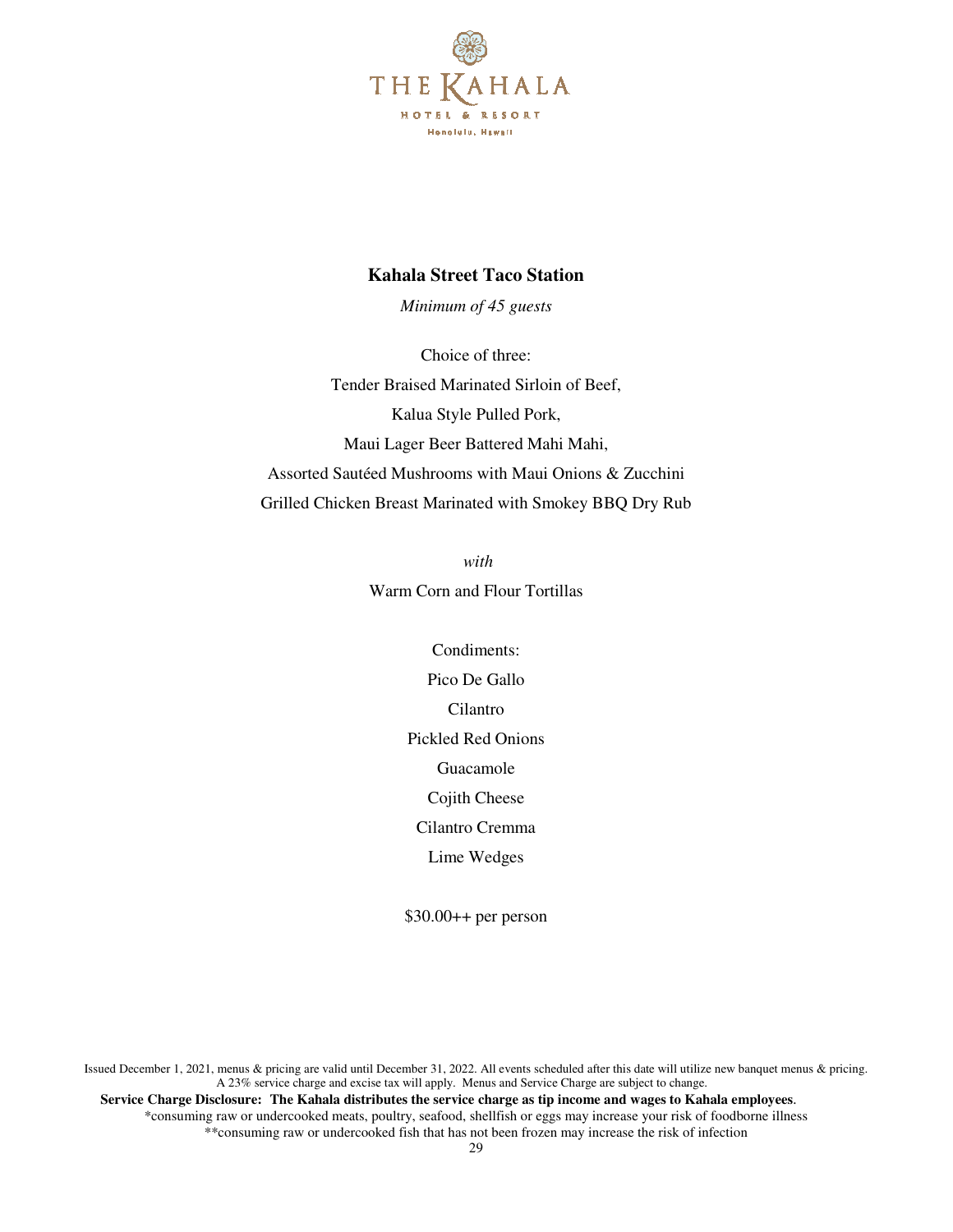THE KAHALA

HOTEL & RESORT

Honolulu, Hawaii

**Kahala Street Taco Station**

*Minimum of 45 guests*

Choice of three:

Tender Braised Marinated Sirloin of Beef,

Kalua Style Pulled Pork,

Maui Lager Beer Battered Mahi Mahi,

Assorted Sautéed Mushrooms with Maui Onions & Zucchini

Grilled Chicken Breast Marinated with Smokey BBQ Dry Rub

*with*

Warm Corn and Flour Tortillas

Condiments:

Pico De Gallo

Cilantro

Pickled Red Onions

Guacamole

Cojith Cheese

Cilantro Cremma

Lime Wedges

$30.00++ per person

Issued December 1, 2021, menus & pricing are valid until December 31, 2022. All events scheduled after this date will utilize new banquet menus & pricing. A 23% service charge and excise tax will apply. Menus and Service Charge are subject to change.

**Service Charge Disclosure: The Kahala distributes the service charge as tip income and wages to Kahala employees**.

*consuming raw or undercooked meats, poultry, seafood, shellfish or eggs may increase your risk of foodborne illness

**consuming raw or undercooked fish that has not been frozen may increase the risk of infection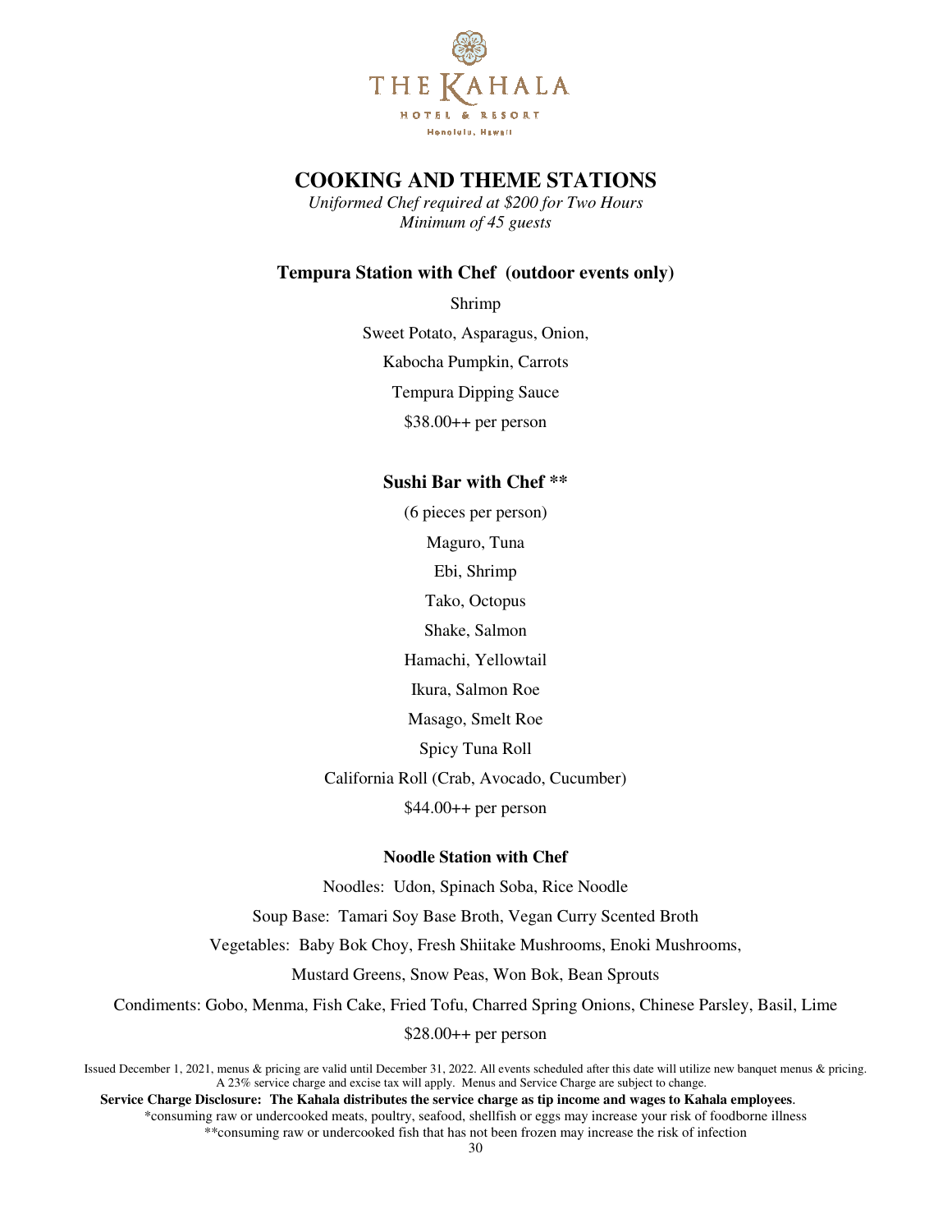THE KAHALA

HOTEL & RESORT

Honolulu, Hawaii

# COOKING AND THEME STATIONS

*Uniformed Chef required at $200 for Two Hours*
*Minimum of 45 guests*

### Tempura Station with Chef (outdoor events only)

Shrimp

Sweet Potato, Asparagus, Onion,

Kabocha Pumpkin, Carrots

Tempura Dipping Sauce

$38.00++ per person

### Sushi Bar with Chef **

(6 pieces per person)

Maguro, Tuna

Ebi, Shrimp

Tako, Octopus

Shake, Salmon

Hamachi, Yellowtail

Ikura, Salmon Roe

Masago, Smelt Roe

Spicy Tuna Roll

California Roll (Crab, Avocado, Cucumber)

$44.00++ per person

### Noodle Station with Chef

Noodles: Udon, Spinach Soba, Rice Noodle

Soup Base: Tamari Soy Base Broth, Vegan Curry Scented Broth

Vegetables: Baby Bok Choy, Fresh Shiitake Mushrooms, Enoki Mushrooms,

Mustard Greens, Snow Peas, Won Bok, Bean Sprouts

Condiments: Gobo, Menma, Fish Cake, Fried Tofu, Charred Spring Onions, Chinese Parsley, Basil, Lime

$28.00++ per person

Issued December 1, 2021, menus & pricing are valid until December 31, 2022. All events scheduled after this date will utilize new banquet menus & pricing. A 23% service charge and excise tax will apply. Menus and Service Charge are subject to change.

**Service Charge Disclosure: The Kahala distributes the service charge as tip income and wages to Kahala employees**.

*consuming raw or undercooked meats, poultry, seafood, shellfish or eggs may increase your risk of foodborne illness

**consuming raw or undercooked fish that has not been frozen may increase the risk of infection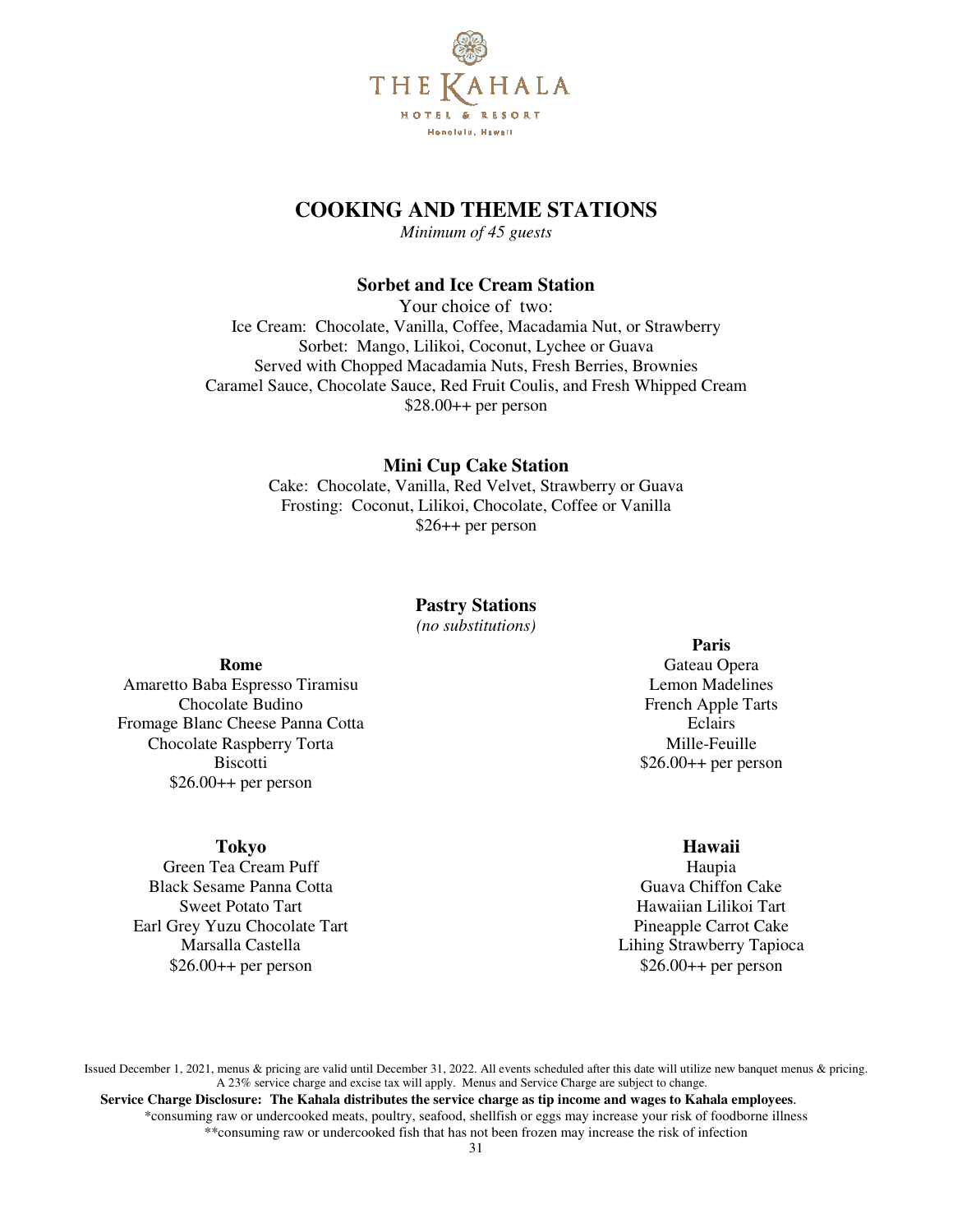THE KAHALA

HOTEL & RESORT

Honolulu, Hawaii

# COOKING AND THEME STATIONS

*Minimum of 45 guests*

### Sorbet and Ice Cream Station

Your choice of two:

Ice Cream: Chocolate, Vanilla, Coffee, Macadamia Nut, or Strawberry

Sorbet: Mango, Lilikoi, Coconut, Lychee or Guava

Served with Chopped Macadamia Nuts, Fresh Berries, Brownies

Caramel Sauce, Chocolate Sauce, Red Fruit Coulis, and Fresh Whipped Cream

$28.00++ per person

### Mini Cup Cake Station

Cake: Chocolate, Vanilla, Red Velvet, Strawberry or Guava

Frosting: Coconut, Lilikoi, Chocolate, Coffee or Vanilla

$26++ per person

### Pastry Stations

*(no substitutions)*

**Rome**

Amaretto Baba Espresso Tiramisu

Chocolate Budino

Fromage Blanc Cheese Panna Cotta

Chocolate Raspberry Torta

Biscotti

$26.00++ per person

**Paris**

Gateau Opera

Lemon Madelines

French Apple Tarts

Eclairs

Mille-Feuille

$26.00++ per person

**Tokyo**

Green Tea Cream Puff

Black Sesame Panna Cotta

Sweet Potato Tart

Earl Grey Yuzu Chocolate Tart

Marsalla Castella

$26.00++ per person

**Hawaii**

Haupia

Guava Chiffon Cake

Hawaiian Lilikoi Tart

Pineapple Carrot Cake

Lihing Strawberry Tapioca

$26.00++ per person

Issued December 1, 2021, menus & pricing are valid until December 31, 2022. All events scheduled after this date will utilize new banquet menus & pricing. A 23% service charge and excise tax will apply. Menus and Service Charge are subject to change.

**Service Charge Disclosure: The Kahala distributes the service charge as tip income and wages to Kahala employees**.

*consuming raw or undercooked meats, poultry, seafood, shellfish or eggs may increase your risk of foodborne illness

**consuming raw or undercooked fish that has not been frozen may increase the risk of infection